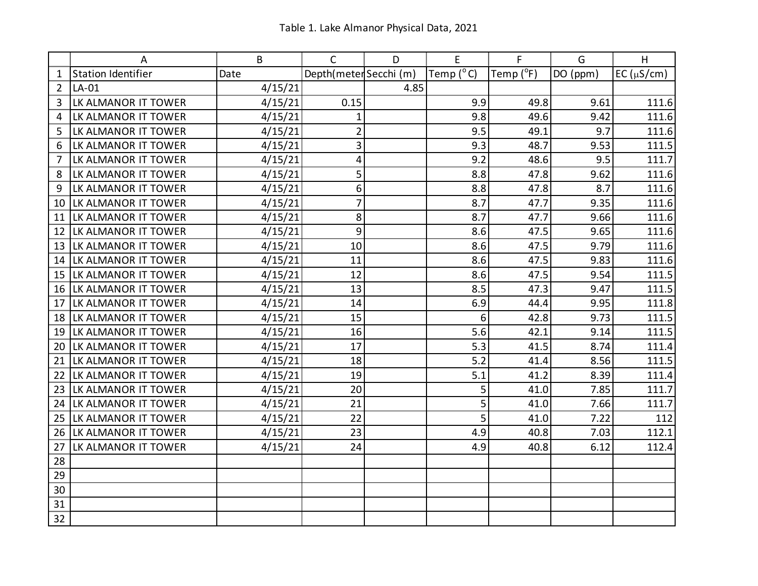Table 1. Lake Almanor Physical Data, 2021

| | A | B | C | D | E | F | G | H |
|---|---|---|---|---|---|---|---|---|
| 1 | Station Identifier | Date | Depth(meter | Secchi (m) | Temp (°C) | Temp (°F) | DO (ppm) | EC (μS/cm) |
| 2 | LA-01 | 4/15/21 | | 4.85 | | | | |
| 3 | LK ALMANOR IT TOWER | 4/15/21 | 0.15 | | 9.9 | 49.8 | 9.61 | 111.6 |
| 4 | LK ALMANOR IT TOWER | 4/15/21 | 1 | | 9.8 | 49.6 | 9.42 | 111.6 |
| 5 | LK ALMANOR IT TOWER | 4/15/21 | 2 | | 9.5 | 49.1 | 9.7 | 111.6 |
| 6 | LK ALMANOR IT TOWER | 4/15/21 | 3 | | 9.3 | 48.7 | 9.53 | 111.5 |
| 7 | LK ALMANOR IT TOWER | 4/15/21 | 4 | | 9.2 | 48.6 | 9.5 | 111.7 |
| 8 | LK ALMANOR IT TOWER | 4/15/21 | 5 | | 8.8 | 47.8 | 9.62 | 111.6 |
| 9 | LK ALMANOR IT TOWER | 4/15/21 | 6 | | 8.8 | 47.8 | 8.7 | 111.6 |
| 10 | LK ALMANOR IT TOWER | 4/15/21 | 7 | | 8.7 | 47.7 | 9.35 | 111.6 |
| 11 | LK ALMANOR IT TOWER | 4/15/21 | 8 | | 8.7 | 47.7 | 9.66 | 111.6 |
| 12 | LK ALMANOR IT TOWER | 4/15/21 | 9 | | 8.6 | 47.5 | 9.65 | 111.6 |
| 13 | LK ALMANOR IT TOWER | 4/15/21 | 10 | | 8.6 | 47.5 | 9.79 | 111.6 |
| 14 | LK ALMANOR IT TOWER | 4/15/21 | 11 | | 8.6 | 47.5 | 9.83 | 111.6 |
| 15 | LK ALMANOR IT TOWER | 4/15/21 | 12 | | 8.6 | 47.5 | 9.54 | 111.5 |
| 16 | LK ALMANOR IT TOWER | 4/15/21 | 13 | | 8.5 | 47.3 | 9.47 | 111.5 |
| 17 | LK ALMANOR IT TOWER | 4/15/21 | 14 | | 6.9 | 44.4 | 9.95 | 111.8 |
| 18 | LK ALMANOR IT TOWER | 4/15/21 | 15 | | 6 | 42.8 | 9.73 | 111.5 |
| 19 | LK ALMANOR IT TOWER | 4/15/21 | 16 | | 5.6 | 42.1 | 9.14 | 111.5 |
| 20 | LK ALMANOR IT TOWER | 4/15/21 | 17 | | 5.3 | 41.5 | 8.74 | 111.4 |
| 21 | LK ALMANOR IT TOWER | 4/15/21 | 18 | | 5.2 | 41.4 | 8.56 | 111.5 |
| 22 | LK ALMANOR IT TOWER | 4/15/21 | 19 | | 5.1 | 41.2 | 8.39 | 111.4 |
| 23 | LK ALMANOR IT TOWER | 4/15/21 | 20 | | 5 | 41.0 | 7.85 | 111.7 |
| 24 | LK ALMANOR IT TOWER | 4/15/21 | 21 | | 5 | 41.0 | 7.66 | 111.7 |
| 25 | LK ALMANOR IT TOWER | 4/15/21 | 22 | | 5 | 41.0 | 7.22 | 112 |
| 26 | LK ALMANOR IT TOWER | 4/15/21 | 23 | | 4.9 | 40.8 | 7.03 | 112.1 |
| 27 | LK ALMANOR IT TOWER | 4/15/21 | 24 | | 4.9 | 40.8 | 6.12 | 112.4 |
| 28 | | | | | | | | |
| 29 | | | | | | | | |
| 30 | | | | | | | | |
| 31 | | | | | | | | |
| 32 | | | | | | | | |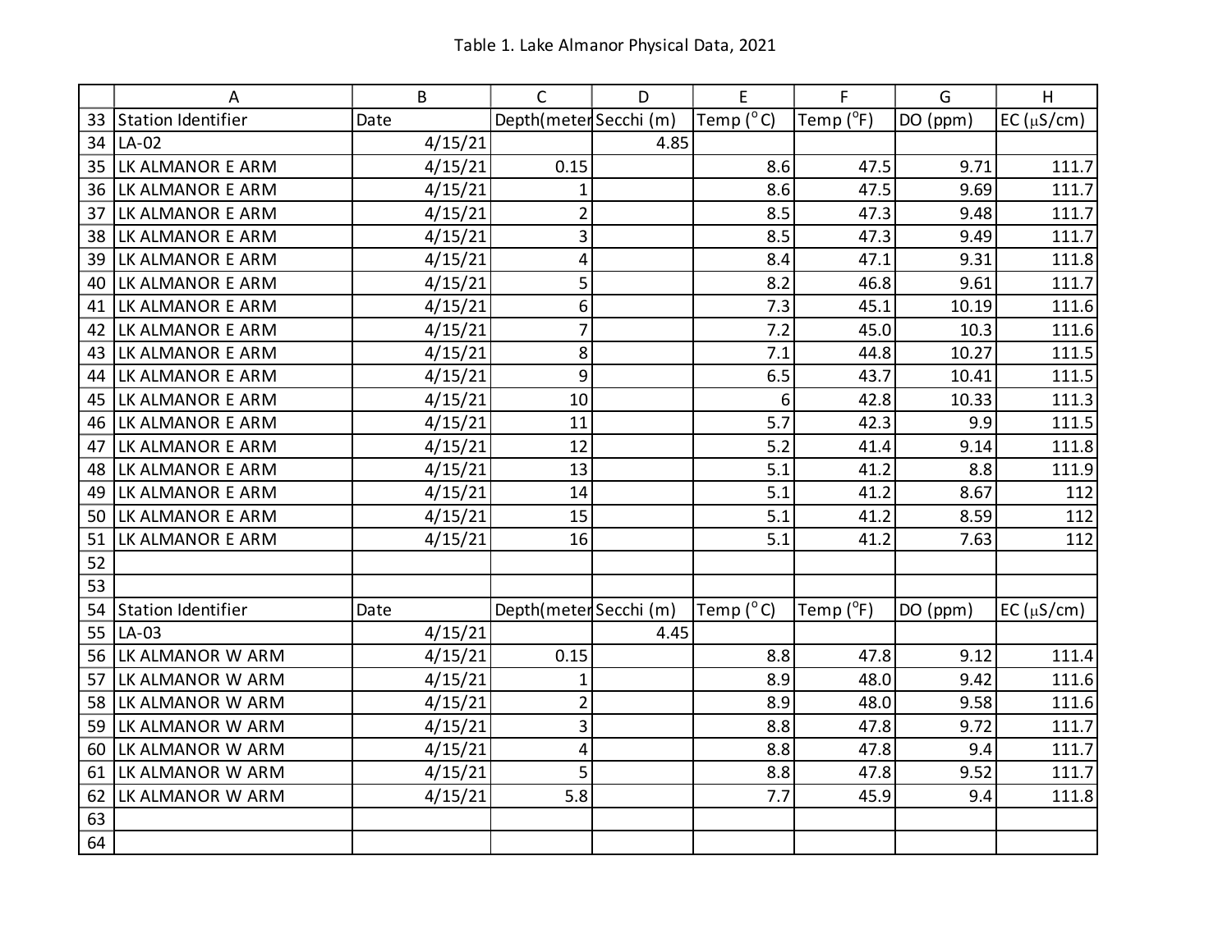Table 1. Lake Almanor Physical Data, 2021

| | A | B | C | D | E | F | G | H |
|---|---|---|---|---|---|---|---|---|
| 33 | Station Identifier | Date | Depth(meter | Secchi (m) | Temp (°C) | Temp (°F) | DO (ppm) | EC (μS/cm) |
| 34 | LA-02 | 4/15/21 | | 4.85 | | | | |
| 35 | LK ALMANOR E ARM | 4/15/21 | 0.15 | | 8.6 | 47.5 | 9.71 | 111.7 |
| 36 | LK ALMANOR E ARM | 4/15/21 | 1 | | 8.6 | 47.5 | 9.69 | 111.7 |
| 37 | LK ALMANOR E ARM | 4/15/21 | 2 | | 8.5 | 47.3 | 9.48 | 111.7 |
| 38 | LK ALMANOR E ARM | 4/15/21 | 3 | | 8.5 | 47.3 | 9.49 | 111.7 |
| 39 | LK ALMANOR E ARM | 4/15/21 | 4 | | 8.4 | 47.1 | 9.31 | 111.8 |
| 40 | LK ALMANOR E ARM | 4/15/21 | 5 | | 8.2 | 46.8 | 9.61 | 111.7 |
| 41 | LK ALMANOR E ARM | 4/15/21 | 6 | | 7.3 | 45.1 | 10.19 | 111.6 |
| 42 | LK ALMANOR E ARM | 4/15/21 | 7 | | 7.2 | 45.0 | 10.3 | 111.6 |
| 43 | LK ALMANOR E ARM | 4/15/21 | 8 | | 7.1 | 44.8 | 10.27 | 111.5 |
| 44 | LK ALMANOR E ARM | 4/15/21 | 9 | | 6.5 | 43.7 | 10.41 | 111.5 |
| 45 | LK ALMANOR E ARM | 4/15/21 | 10 | | 6 | 42.8 | 10.33 | 111.3 |
| 46 | LK ALMANOR E ARM | 4/15/21 | 11 | | 5.7 | 42.3 | 9.9 | 111.5 |
| 47 | LK ALMANOR E ARM | 4/15/21 | 12 | | 5.2 | 41.4 | 9.14 | 111.8 |
| 48 | LK ALMANOR E ARM | 4/15/21 | 13 | | 5.1 | 41.2 | 8.8 | 111.9 |
| 49 | LK ALMANOR E ARM | 4/15/21 | 14 | | 5.1 | 41.2 | 8.67 | 112 |
| 50 | LK ALMANOR E ARM | 4/15/21 | 15 | | 5.1 | 41.2 | 8.59 | 112 |
| 51 | LK ALMANOR E ARM | 4/15/21 | 16 | | 5.1 | 41.2 | 7.63 | 112 |
| 52 | | | | | | | | |
| 53 | | | | | | | | |
| 54 | Station Identifier | Date | Depth(meter | Secchi (m) | Temp (°C) | Temp (°F) | DO (ppm) | EC (μS/cm) |
| 55 | LA-03 | 4/15/21 | | 4.45 | | | | |
| 56 | LK ALMANOR W ARM | 4/15/21 | 0.15 | | 8.8 | 47.8 | 9.12 | 111.4 |
| 57 | LK ALMANOR W ARM | 4/15/21 | 1 | | 8.9 | 48.0 | 9.42 | 111.6 |
| 58 | LK ALMANOR W ARM | 4/15/21 | 2 | | 8.9 | 48.0 | 9.58 | 111.6 |
| 59 | LK ALMANOR W ARM | 4/15/21 | 3 | | 8.8 | 47.8 | 9.72 | 111.7 |
| 60 | LK ALMANOR W ARM | 4/15/21 | 4 | | 8.8 | 47.8 | 9.4 | 111.7 |
| 61 | LK ALMANOR W ARM | 4/15/21 | 5 | | 8.8 | 47.8 | 9.52 | 111.7 |
| 62 | LK ALMANOR W ARM | 4/15/21 | 5.8 | | 7.7 | 45.9 | 9.4 | 111.8 |
| 63 | | | | | | | | |
| 64 | | | | | | | | |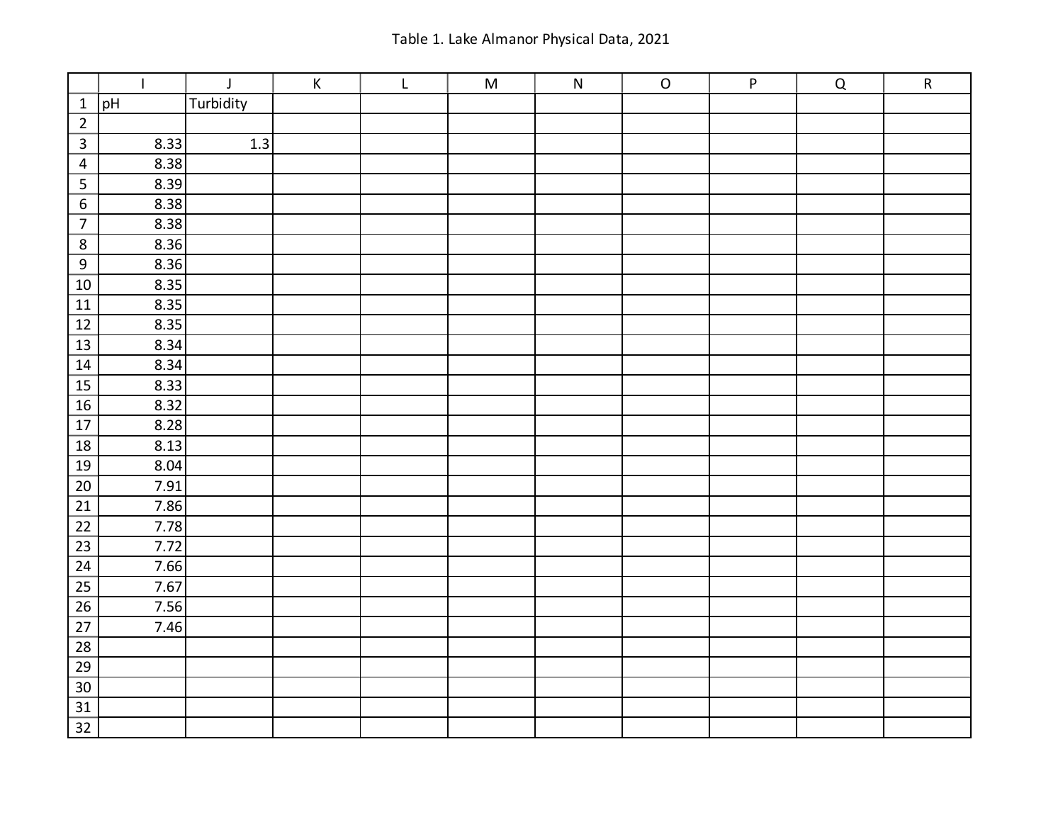Table 1. Lake Almanor Physical Data, 2021

| | I | J | K | L | M | N | O | P | Q | R |
|---|---|---|---|---|---|---|---|---|---|---|
| 1 | pH | Turbidity | | | | | | | | |
| 2 | | | | | | | | | | |
| 3 | 8.33 | 1.3 | | | | | | | | |
| 4 | 8.38 | | | | | | | | | |
| 5 | 8.39 | | | | | | | | | |
| 6 | 8.38 | | | | | | | | | |
| 7 | 8.38 | | | | | | | | | |
| 8 | 8.36 | | | | | | | | | |
| 9 | 8.36 | | | | | | | | | |
| 10 | 8.35 | | | | | | | | | |
| 11 | 8.35 | | | | | | | | | |
| 12 | 8.35 | | | | | | | | | |
| 13 | 8.34 | | | | | | | | | |
| 14 | 8.34 | | | | | | | | | |
| 15 | 8.33 | | | | | | | | | |
| 16 | 8.32 | | | | | | | | | |
| 17 | 8.28 | | | | | | | | | |
| 18 | 8.13 | | | | | | | | | |
| 19 | 8.04 | | | | | | | | | |
| 20 | 7.91 | | | | | | | | | |
| 21 | 7.86 | | | | | | | | | |
| 22 | 7.78 | | | | | | | | | |
| 23 | 7.72 | | | | | | | | | |
| 24 | 7.66 | | | | | | | | | |
| 25 | 7.67 | | | | | | | | | |
| 26 | 7.56 | | | | | | | | | |
| 27 | 7.46 | | | | | | | | | |
| 28 | | | | | | | | | | |
| 29 | | | | | | | | | | |
| 30 | | | | | | | | | | |
| 31 | | | | | | | | | | |
| 32 | | | | | | | | | | |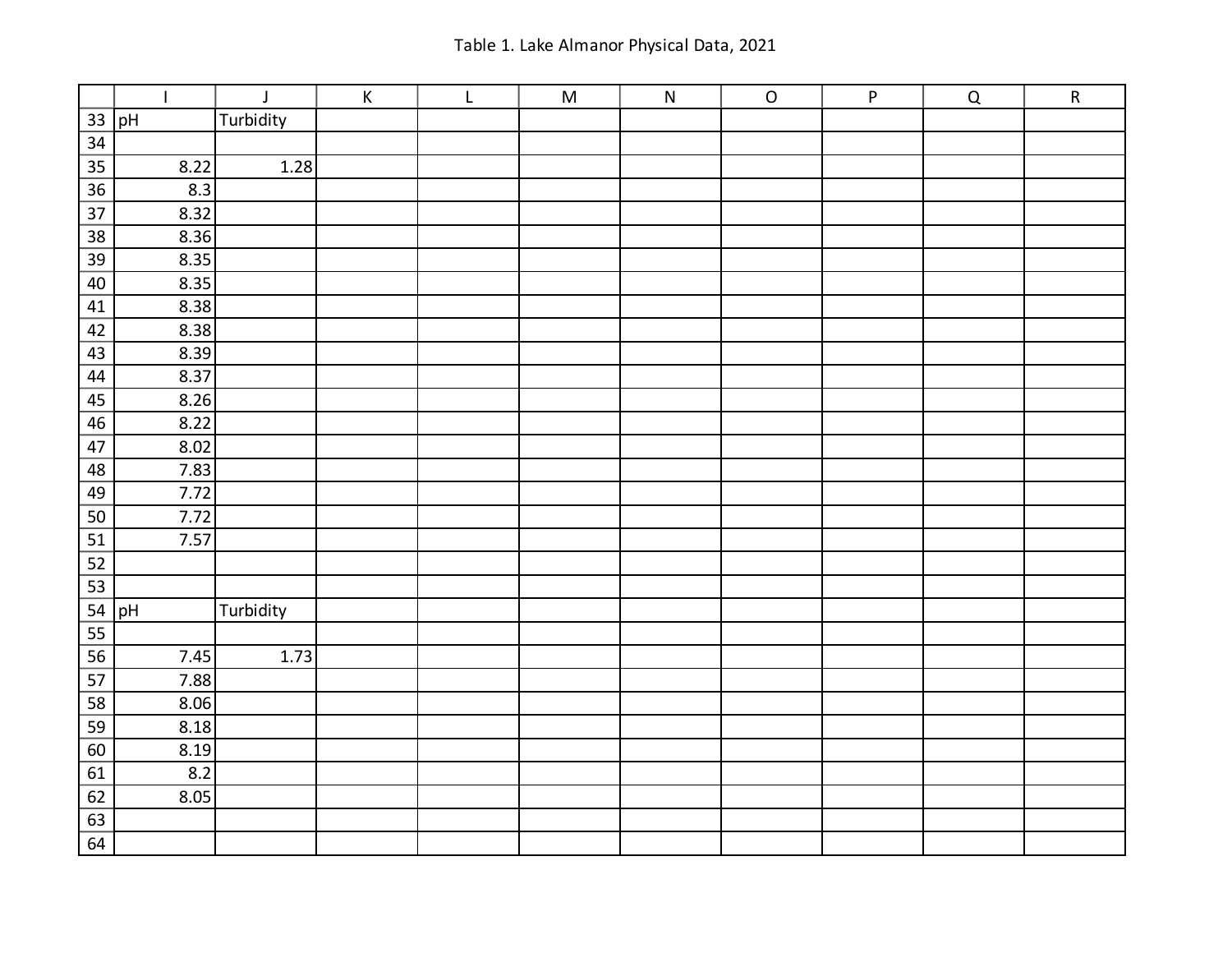Table 1. Lake Almanor Physical Data, 2021

| | I | J | K | L | M | N | O | P | Q | R |
|---|---|---|---|---|---|---|---|---|---|---|
| 33 | pH | Turbidity | | | | | | | | |
| 34 | | | | | | | | | | |
| 35 | 8.22 | 1.28 | | | | | | | | |
| 36 | 8.3 | | | | | | | | | |
| 37 | 8.32 | | | | | | | | | |
| 38 | 8.36 | | | | | | | | | |
| 39 | 8.35 | | | | | | | | | |
| 40 | 8.35 | | | | | | | | | |
| 41 | 8.38 | | | | | | | | | |
| 42 | 8.38 | | | | | | | | | |
| 43 | 8.39 | | | | | | | | | |
| 44 | 8.37 | | | | | | | | | |
| 45 | 8.26 | | | | | | | | | |
| 46 | 8.22 | | | | | | | | | |
| 47 | 8.02 | | | | | | | | | |
| 48 | 7.83 | | | | | | | | | |
| 49 | 7.72 | | | | | | | | | |
| 50 | 7.72 | | | | | | | | | |
| 51 | 7.57 | | | | | | | | | |
| 52 | | | | | | | | | | |
| 53 | | | | | | | | | | |
| 54 | pH | Turbidity | | | | | | | | |
| 55 | | | | | | | | | | |
| 56 | 7.45 | 1.73 | | | | | | | | |
| 57 | 7.88 | | | | | | | | | |
| 58 | 8.06 | | | | | | | | | |
| 59 | 8.18 | | | | | | | | | |
| 60 | 8.19 | | | | | | | | | |
| 61 | 8.2 | | | | | | | | | |
| 62 | 8.05 | | | | | | | | | |
| 63 | | | | | | | | | | |
| 64 | | | | | | | | | | |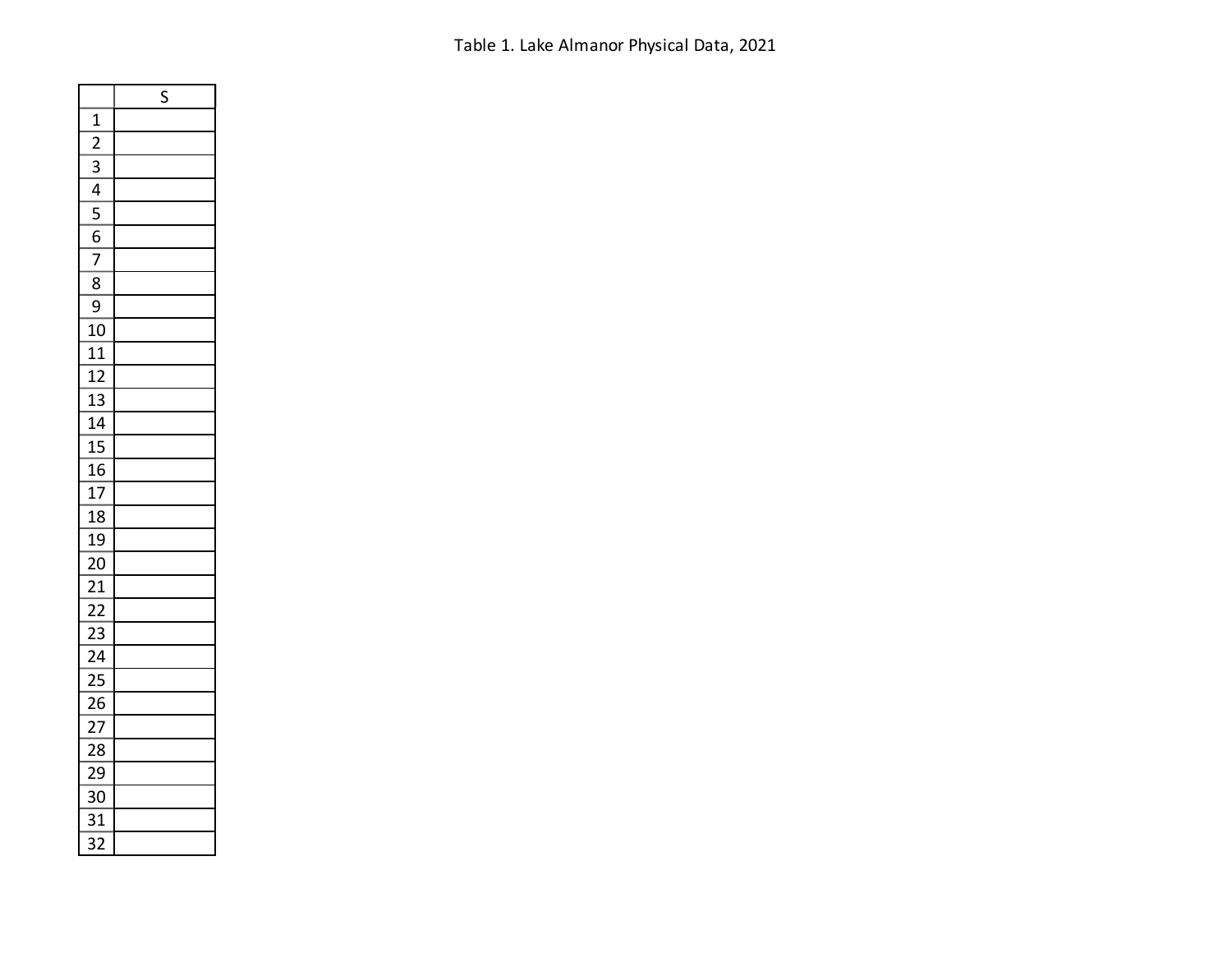Table 1. Lake Almanor Physical Data, 2021

| | S |
|---|---|
| 1 | |
| 2 | |
| 3 | |
| 4 | |
| 5 | |
| 6 | |
| 7 | |
| 8 | |
| 9 | |
| 10 | |
| 11 | |
| 12 | |
| 13 | |
| 14 | |
| 15 | |
| 16 | |
| 17 | |
| 18 | |
| 19 | |
| 20 | |
| 21 | |
| 22 | |
| 23 | |
| 24 | |
| 25 | |
| 26 | |
| 27 | |
| 28 | |
| 29 | |
| 30 | |
| 31 | |
| 32 | |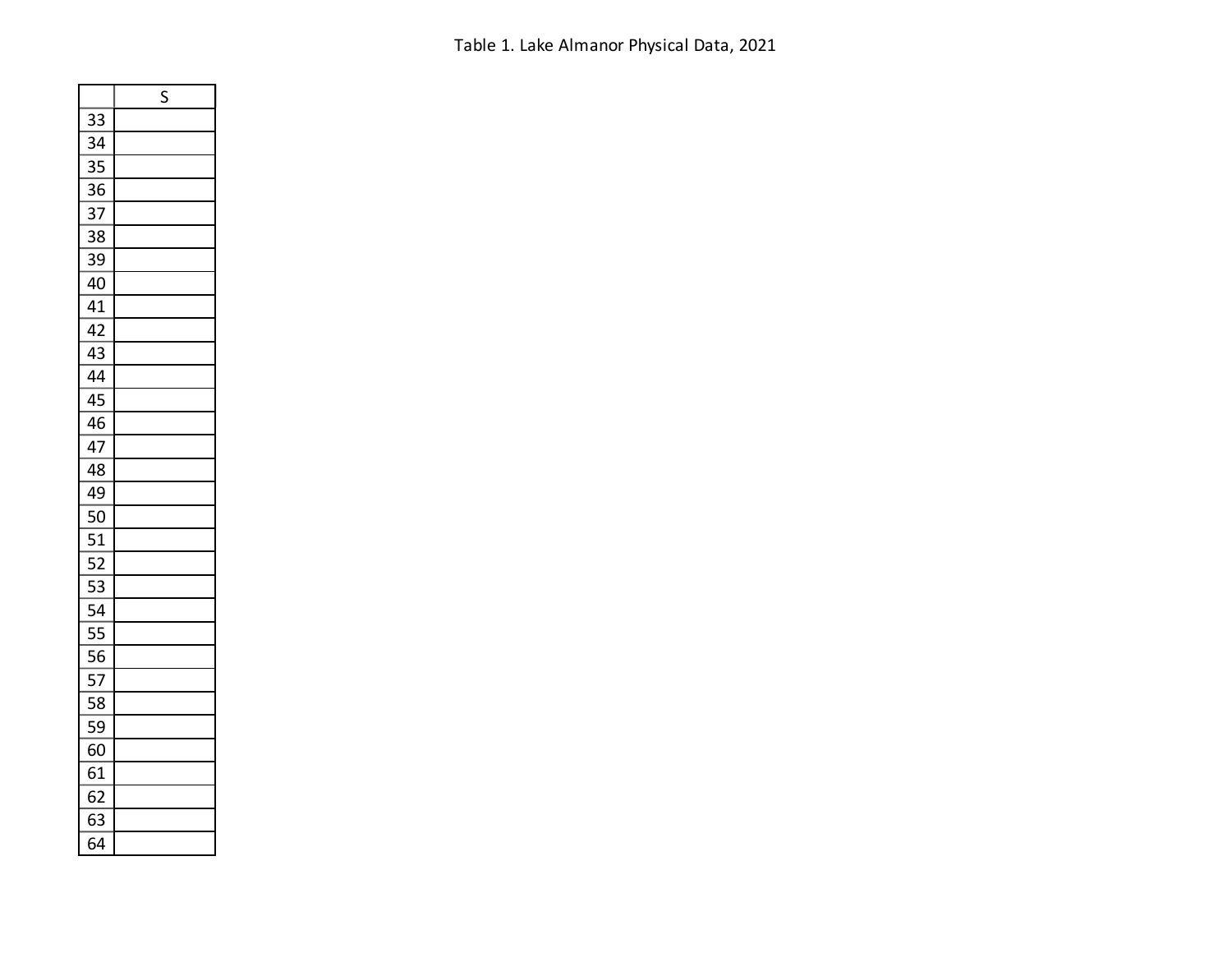Table 1. Lake Almanor Physical Data, 2021

| | S |
|---|---|
| 33 | |
| 34 | |
| 35 | |
| 36 | |
| 37 | |
| 38 | |
| 39 | |
| 40 | |
| 41 | |
| 42 | |
| 43 | |
| 44 | |
| 45 | |
| 46 | |
| 47 | |
| 48 | |
| 49 | |
| 50 | |
| 51 | |
| 52 | |
| 53 | |
| 54 | |
| 55 | |
| 56 | |
| 57 | |
| 58 | |
| 59 | |
| 60 | |
| 61 | |
| 62 | |
| 63 | |
| 64 | |